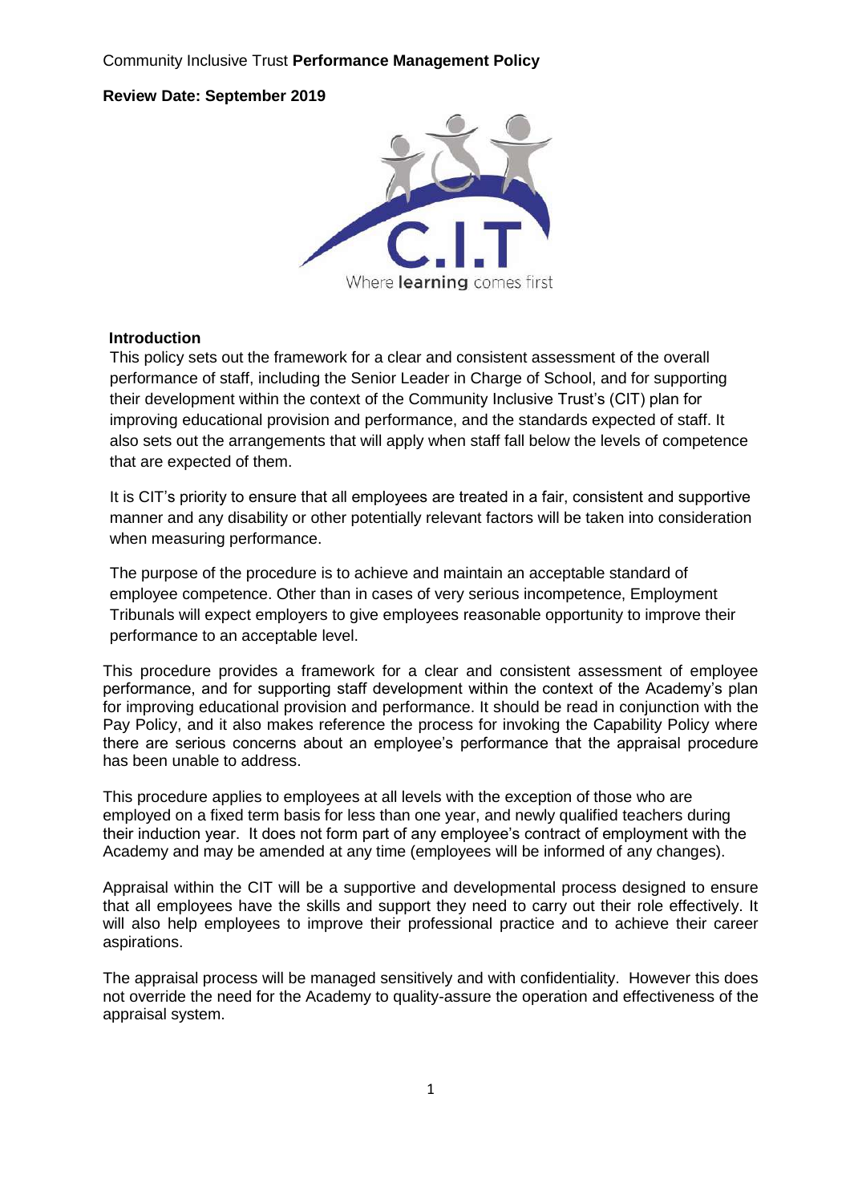Community Inclusive Trust **Performance Management Policy**

**Review Date: September 2019**

Where **learning** comes first

## Introduction

This policy sets out the framework for a clear and consistent assessment of the overall performance of staff, including the Senior Leader in Charge of School, and for supporting their development within the context of the Community Inclusive Trust's (CIT) plan for improving educational provision and performance, and the standards expected of staff. It also sets out the arrangements that will apply when staff fall below the levels of competence that are expected of them.

It is CIT's priority to ensure that all employees are treated in a fair, consistent and supportive manner and any disability or other potentially relevant factors will be taken into consideration when measuring performance.

The purpose of the procedure is to achieve and maintain an acceptable standard of employee competence. Other than in cases of very serious incompetence, Employment Tribunals will expect employers to give employees reasonable opportunity to improve their performance to an acceptable level.

This procedure provides a framework for a clear and consistent assessment of employee performance, and for supporting staff development within the context of the Academy's plan for improving educational provision and performance. It should be read in conjunction with the Pay Policy, and it also makes reference the process for invoking the Capability Policy where there are serious concerns about an employee's performance that the appraisal procedure has been unable to address.

This procedure applies to employees at all levels with the exception of those who are employed on a fixed term basis for less than one year, and newly qualified teachers during their induction year. It does not form part of any employee's contract of employment with the Academy and may be amended at any time (employees will be informed of any changes).

Appraisal within the CIT will be a supportive and developmental process designed to ensure that all employees have the skills and support they need to carry out their role effectively. It will also help employees to improve their professional practice and to achieve their career aspirations.

The appraisal process will be managed sensitively and with confidentiality. However this does not override the need for the Academy to quality-assure the operation and effectiveness of the appraisal system.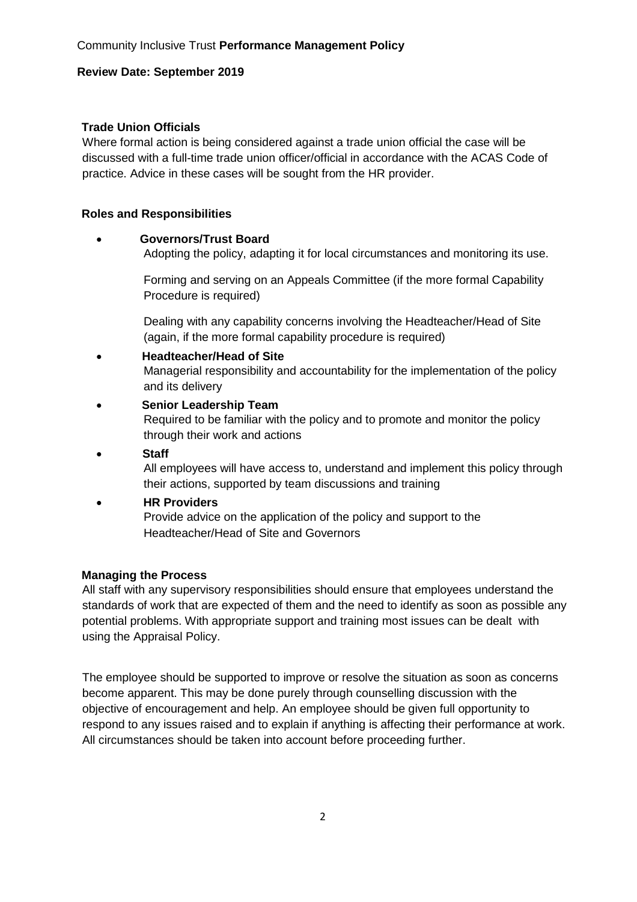## Trade Union Officials

Where formal action is being considered against a trade union official the case will be discussed with a full-time trade union officer/official in accordance with the ACAS Code of practice. Advice in these cases will be sought from the HR provider.

## Roles and Responsibilities

- **Governors/Trust Board**

  Adopting the policy, adapting it for local circumstances and monitoring its use.

  Forming and serving on an Appeals Committee (if the more formal Capability Procedure is required)

  Dealing with any capability concerns involving the Headteacher/Head of Site (again, if the more formal capability procedure is required)

- **Headteacher/Head of Site**

  Managerial responsibility and accountability for the implementation of the policy and its delivery

- **Senior Leadership Team**

  Required to be familiar with the policy and to promote and monitor the policy through their work and actions

- **Staff**

  All employees will have access to, understand and implement this policy through their actions, supported by team discussions and training

- **HR Providers**

  Provide advice on the application of the policy and support to the Headteacher/Head of Site and Governors

## Managing the Process

All staff with any supervisory responsibilities should ensure that employees understand the standards of work that are expected of them and the need to identify as soon as possible any potential problems. With appropriate support and training most issues can be dealt with using the Appraisal Policy.

The employee should be supported to improve or resolve the situation as soon as concerns become apparent. This may be done purely through counselling discussion with the objective of encouragement and help. An employee should be given full opportunity to respond to any issues raised and to explain if anything is affecting their performance at work. All circumstances should be taken into account before proceeding further.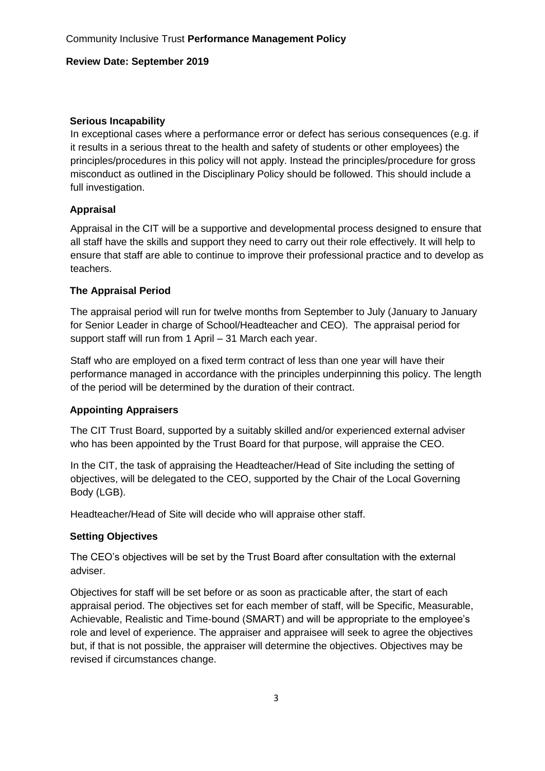### Serious Incapability

In exceptional cases where a performance error or defect has serious consequences (e.g. if it results in a serious threat to the health and safety of students or other employees) the principles/procedures in this policy will not apply. Instead the principles/procedure for gross misconduct as outlined in the Disciplinary Policy should be followed. This should include a full investigation.

### Appraisal

Appraisal in the CIT will be a supportive and developmental process designed to ensure that all staff have the skills and support they need to carry out their role effectively. It will help to ensure that staff are able to continue to improve their professional practice and to develop as teachers.

### The Appraisal Period

The appraisal period will run for twelve months from September to July (January to January for Senior Leader in charge of School/Headteacher and CEO). The appraisal period for support staff will run from 1 April – 31 March each year.

Staff who are employed on a fixed term contract of less than one year will have their performance managed in accordance with the principles underpinning this policy. The length of the period will be determined by the duration of their contract.

### Appointing Appraisers

The CIT Trust Board, supported by a suitably skilled and/or experienced external adviser who has been appointed by the Trust Board for that purpose, will appraise the CEO.

In the CIT, the task of appraising the Headteacher/Head of Site including the setting of objectives, will be delegated to the CEO, supported by the Chair of the Local Governing Body (LGB).

Headteacher/Head of Site will decide who will appraise other staff.

### Setting Objectives

The CEO's objectives will be set by the Trust Board after consultation with the external adviser.

Objectives for staff will be set before or as soon as practicable after, the start of each appraisal period. The objectives set for each member of staff, will be Specific, Measurable, Achievable, Realistic and Time-bound (SMART) and will be appropriate to the employee's role and level of experience. The appraiser and appraisee will seek to agree the objectives but, if that is not possible, the appraiser will determine the objectives. Objectives may be revised if circumstances change.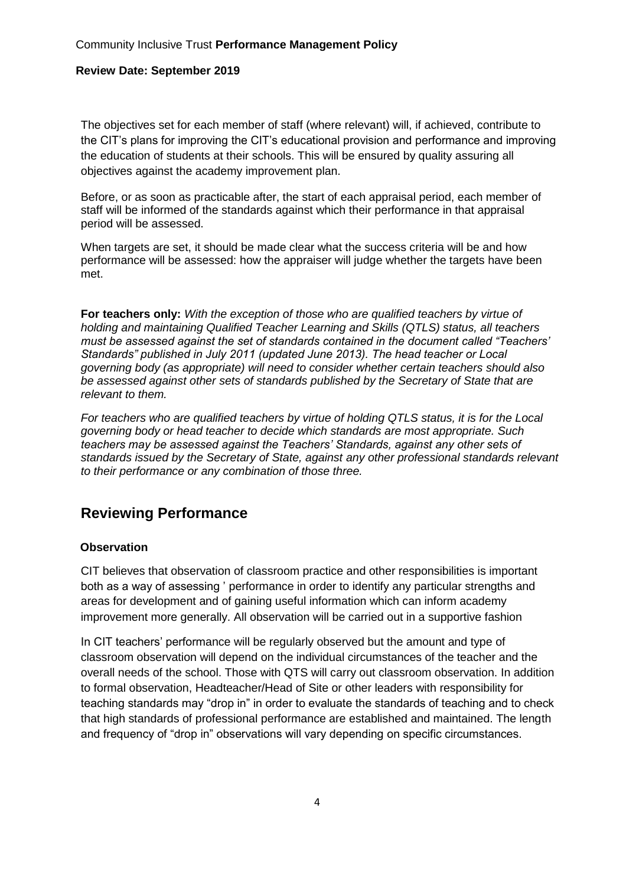The objectives set for each member of staff (where relevant) will, if achieved, contribute to the CIT's plans for improving the CIT's educational provision and performance and improving the education of students at their schools. This will be ensured by quality assuring all objectives against the academy improvement plan.

Before, or as soon as practicable after, the start of each appraisal period, each member of staff will be informed of the standards against which their performance in that appraisal period will be assessed.

When targets are set, it should be made clear what the success criteria will be and how performance will be assessed: how the appraiser will judge whether the targets have been met.

**For teachers only:** *With the exception of those who are qualified teachers by virtue of holding and maintaining Qualified Teacher Learning and Skills (QTLS) status, all teachers must be assessed against the set of standards contained in the document called "Teachers' Standards" published in July 2011 (updated June 2013). The head teacher or Local governing body (as appropriate) will need to consider whether certain teachers should also be assessed against other sets of standards published by the Secretary of State that are relevant to them.*

*For teachers who are qualified teachers by virtue of holding QTLS status, it is for the Local governing body or head teacher to decide which standards are most appropriate. Such teachers may be assessed against the Teachers' Standards, against any other sets of standards issued by the Secretary of State, against any other professional standards relevant to their performance or any combination of those three.*

## Reviewing Performance

### Observation

CIT believes that observation of classroom practice and other responsibilities is important both as a way of assessing ' performance in order to identify any particular strengths and areas for development and of gaining useful information which can inform academy improvement more generally. All observation will be carried out in a supportive fashion

In CIT teachers' performance will be regularly observed but the amount and type of classroom observation will depend on the individual circumstances of the teacher and the overall needs of the school. Those with QTS will carry out classroom observation. In addition to formal observation, Headteacher/Head of Site or other leaders with responsibility for teaching standards may "drop in" in order to evaluate the standards of teaching and to check that high standards of professional performance are established and maintained. The length and frequency of "drop in" observations will vary depending on specific circumstances.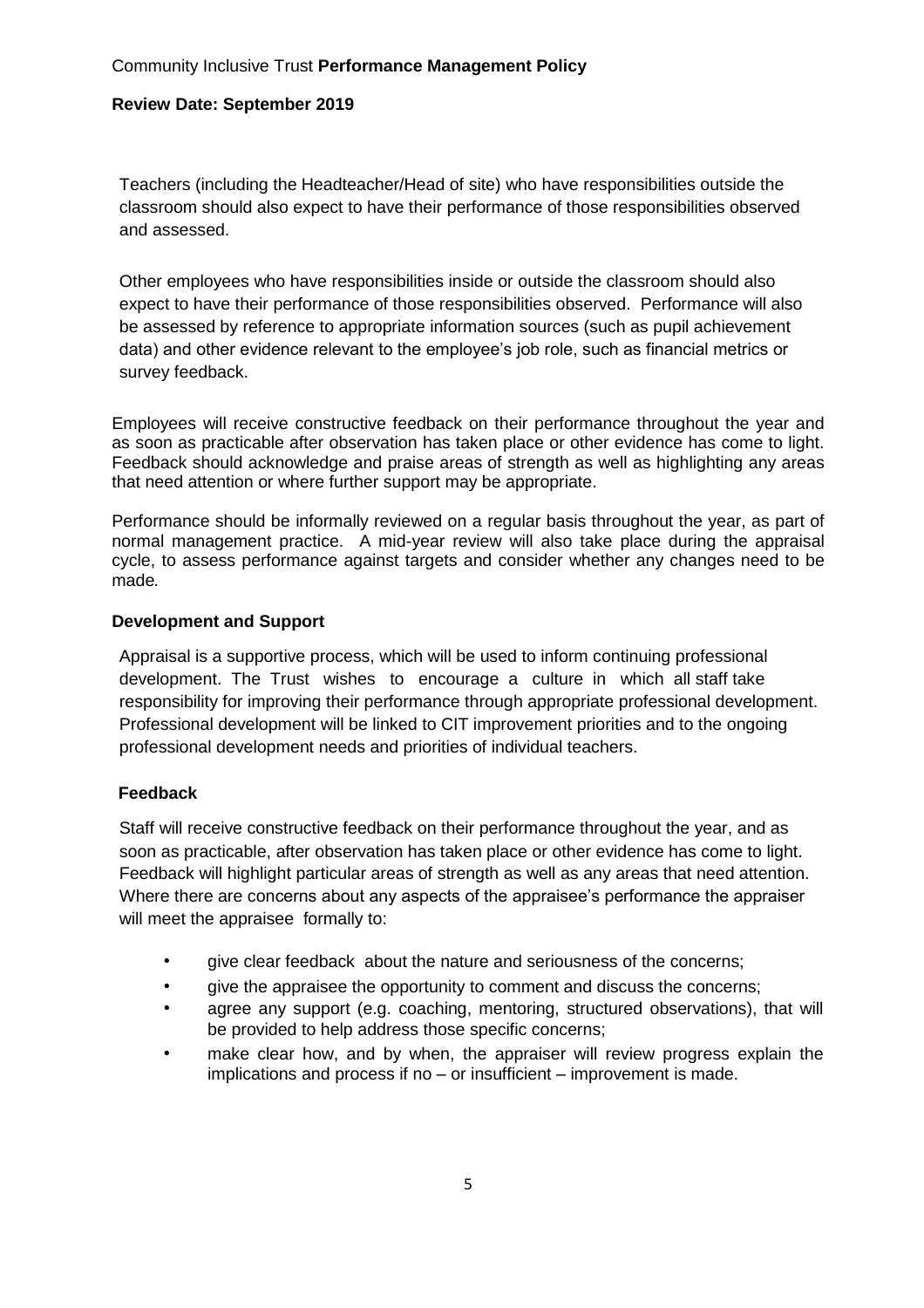Teachers (including the Headteacher/Head of site) who have responsibilities outside the classroom should also expect to have their performance of those responsibilities observed and assessed.

Other employees who have responsibilities inside or outside the classroom should also expect to have their performance of those responsibilities observed. Performance will also be assessed by reference to appropriate information sources (such as pupil achievement data) and other evidence relevant to the employee's job role, such as financial metrics or survey feedback.

Employees will receive constructive feedback on their performance throughout the year and as soon as practicable after observation has taken place or other evidence has come to light. Feedback should acknowledge and praise areas of strength as well as highlighting any areas that need attention or where further support may be appropriate.

Performance should be informally reviewed on a regular basis throughout the year, as part of normal management practice. A mid-year review will also take place during the appraisal cycle, to assess performance against targets and consider whether any changes need to be made.

**Development and Support**

Appraisal is a supportive process, which will be used to inform continuing professional development. The Trust wishes to encourage a culture in which all staff take responsibility for improving their performance through appropriate professional development. Professional development will be linked to CIT improvement priorities and to the ongoing professional development needs and priorities of individual teachers.

**Feedback**

Staff will receive constructive feedback on their performance throughout the year, and as soon as practicable, after observation has taken place or other evidence has come to light. Feedback will highlight particular areas of strength as well as any areas that need attention. Where there are concerns about any aspects of the appraisee's performance the appraiser will meet the appraisee formally to:

- give clear feedback about the nature and seriousness of the concerns;
- give the appraisee the opportunity to comment and discuss the concerns;
- agree any support (e.g. coaching, mentoring, structured observations), that will be provided to help address those specific concerns;
- make clear how, and by when, the appraiser will review progress explain the implications and process if no – or insufficient – improvement is made.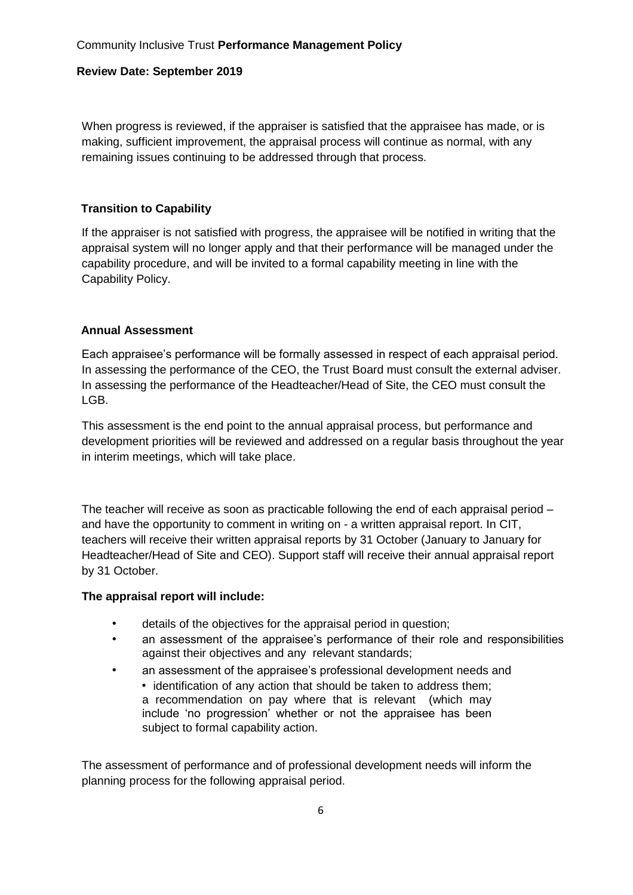When progress is reviewed, if the appraiser is satisfied that the appraisee has made, or is making, sufficient improvement, the appraisal process will continue as normal, with any remaining issues continuing to be addressed through that process.

### Transition to Capability

If the appraiser is not satisfied with progress, the appraisee will be notified in writing that the appraisal system will no longer apply and that their performance will be managed under the capability procedure, and will be invited to a formal capability meeting in line with the Capability Policy.

### Annual Assessment

Each appraisee's performance will be formally assessed in respect of each appraisal period. In assessing the performance of the CEO, the Trust Board must consult the external adviser. In assessing the performance of the Headteacher/Head of Site, the CEO must consult the LGB.

This assessment is the end point to the annual appraisal process, but performance and development priorities will be reviewed and addressed on a regular basis throughout the year in interim meetings, which will take place.

The teacher will receive as soon as practicable following the end of each appraisal period – and have the opportunity to comment in writing on - a written appraisal report. In CIT, teachers will receive their written appraisal reports by 31 October (January to January for Headteacher/Head of Site and CEO). Support staff will receive their annual appraisal report by 31 October.

**The appraisal report will include:**

- details of the objectives for the appraisal period in question;
- an assessment of the appraisee's performance of their role and responsibilities against their objectives and any relevant standards;
- an assessment of the appraisee's professional development needs and
  - identification of any action that should be taken to address them;

  a recommendation on pay where that is relevant (which may include 'no progression' whether or not the appraisee has been subject to formal capability action.

The assessment of performance and of professional development needs will inform the planning process for the following appraisal period.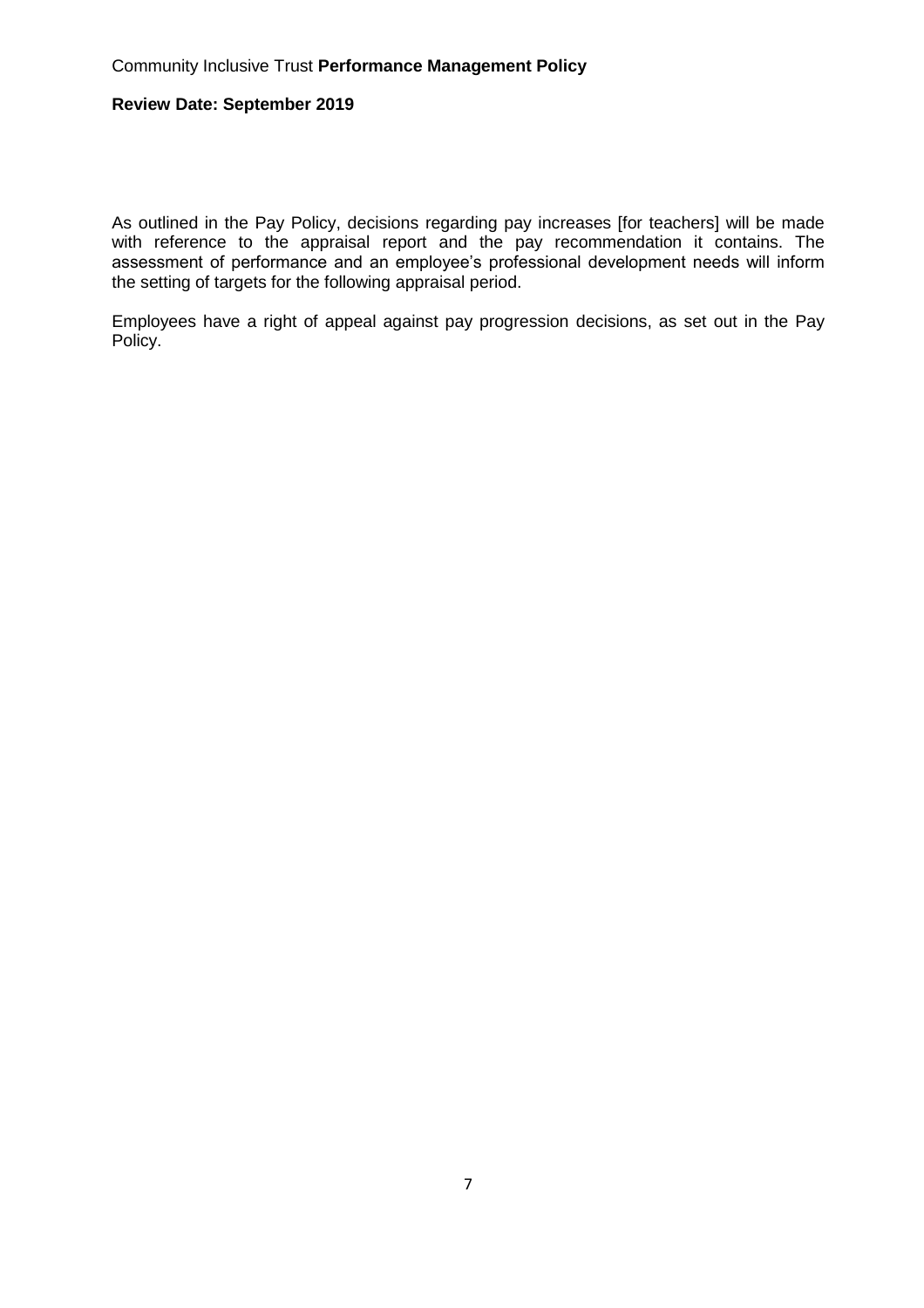As outlined in the Pay Policy, decisions regarding pay increases [for teachers] will be made with reference to the appraisal report and the pay recommendation it contains. The assessment of performance and an employee's professional development needs will inform the setting of targets for the following appraisal period.

Employees have a right of appeal against pay progression decisions, as set out in the Pay Policy.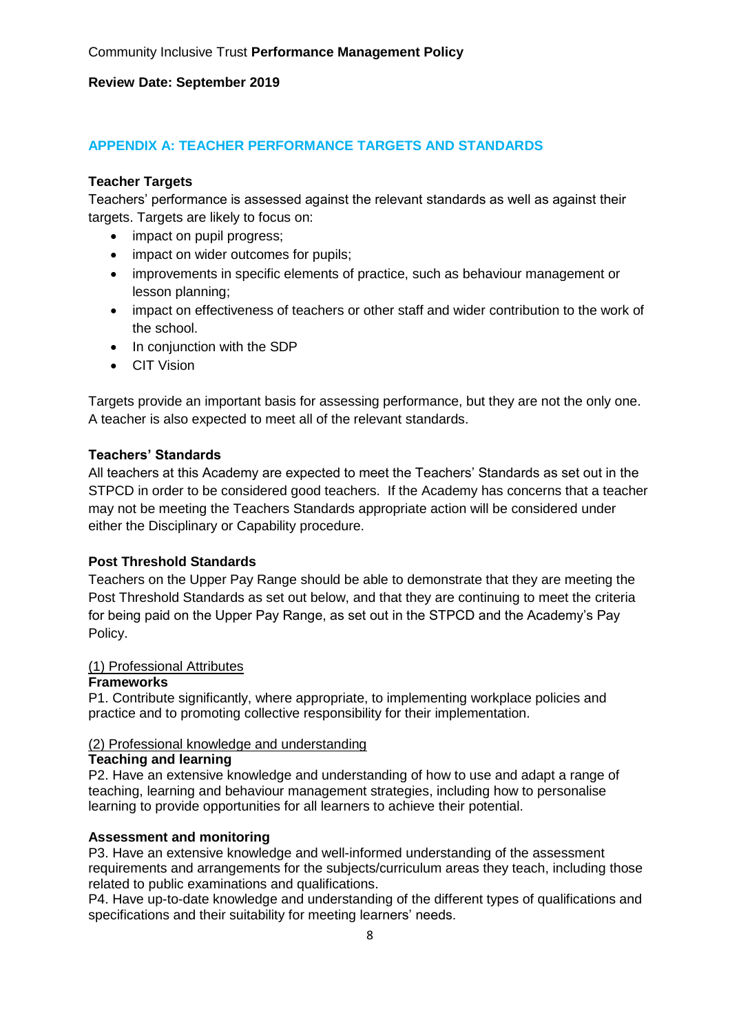## APPENDIX A: TEACHER PERFORMANCE TARGETS AND STANDARDS

**Teacher Targets**

Teachers' performance is assessed against the relevant standards as well as against their targets. Targets are likely to focus on:

- impact on pupil progress;
- impact on wider outcomes for pupils;
- improvements in specific elements of practice, such as behaviour management or lesson planning;
- impact on effectiveness of teachers or other staff and wider contribution to the work of the school.
- In conjunction with the SDP
- CIT Vision

Targets provide an important basis for assessing performance, but they are not the only one. A teacher is also expected to meet all of the relevant standards.

**Teachers' Standards**

All teachers at this Academy are expected to meet the Teachers' Standards as set out in the STPCD in order to be considered good teachers. If the Academy has concerns that a teacher may not be meeting the Teachers Standards appropriate action will be considered under either the Disciplinary or Capability procedure.

**Post Threshold Standards**

Teachers on the Upper Pay Range should be able to demonstrate that they are meeting the Post Threshold Standards as set out below, and that they are continuing to meet the criteria for being paid on the Upper Pay Range, as set out in the STPCD and the Academy's Pay Policy.

<u>(1) Professional Attributes</u>

**Frameworks**

P1. Contribute significantly, where appropriate, to implementing workplace policies and practice and to promoting collective responsibility for their implementation.

<u>(2) Professional knowledge and understanding</u>

**Teaching and learning**

P2. Have an extensive knowledge and understanding of how to use and adapt a range of teaching, learning and behaviour management strategies, including how to personalise learning to provide opportunities for all learners to achieve their potential.

**Assessment and monitoring**

P3. Have an extensive knowledge and well-informed understanding of the assessment requirements and arrangements for the subjects/curriculum areas they teach, including those related to public examinations and qualifications.

P4. Have up-to-date knowledge and understanding of the different types of qualifications and specifications and their suitability for meeting learners' needs.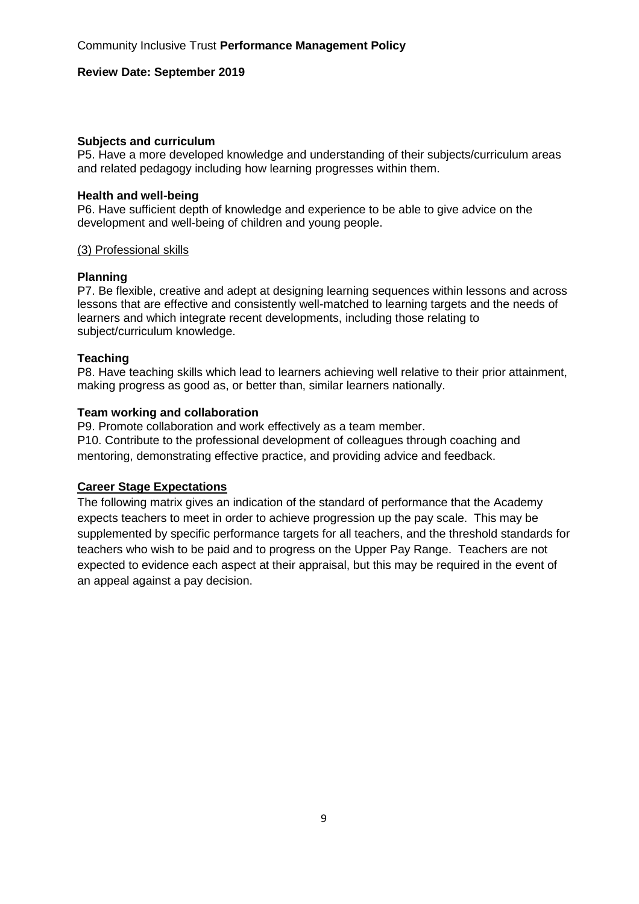**Subjects and curriculum**
P5. Have a more developed knowledge and understanding of their subjects/curriculum areas and related pedagogy including how learning progresses within them.

**Health and well-being**
P6. Have sufficient depth of knowledge and experience to be able to give advice on the development and well-being of children and young people.

(3) Professional skills

**Planning**
P7. Be flexible, creative and adept at designing learning sequences within lessons and across lessons that are effective and consistently well-matched to learning targets and the needs of learners and which integrate recent developments, including those relating to subject/curriculum knowledge.

**Teaching**
P8. Have teaching skills which lead to learners achieving well relative to their prior attainment, making progress as good as, or better than, similar learners nationally.

**Team working and collaboration**
P9. Promote collaboration and work effectively as a team member.
P10. Contribute to the professional development of colleagues through coaching and mentoring, demonstrating effective practice, and providing advice and feedback.

**Career Stage Expectations**

The following matrix gives an indication of the standard of performance that the Academy expects teachers to meet in order to achieve progression up the pay scale. This may be supplemented by specific performance targets for all teachers, and the threshold standards for teachers who wish to be paid and to progress on the Upper Pay Range. Teachers are not expected to evidence each aspect at their appraisal, but this may be required in the event of an appeal against a pay decision.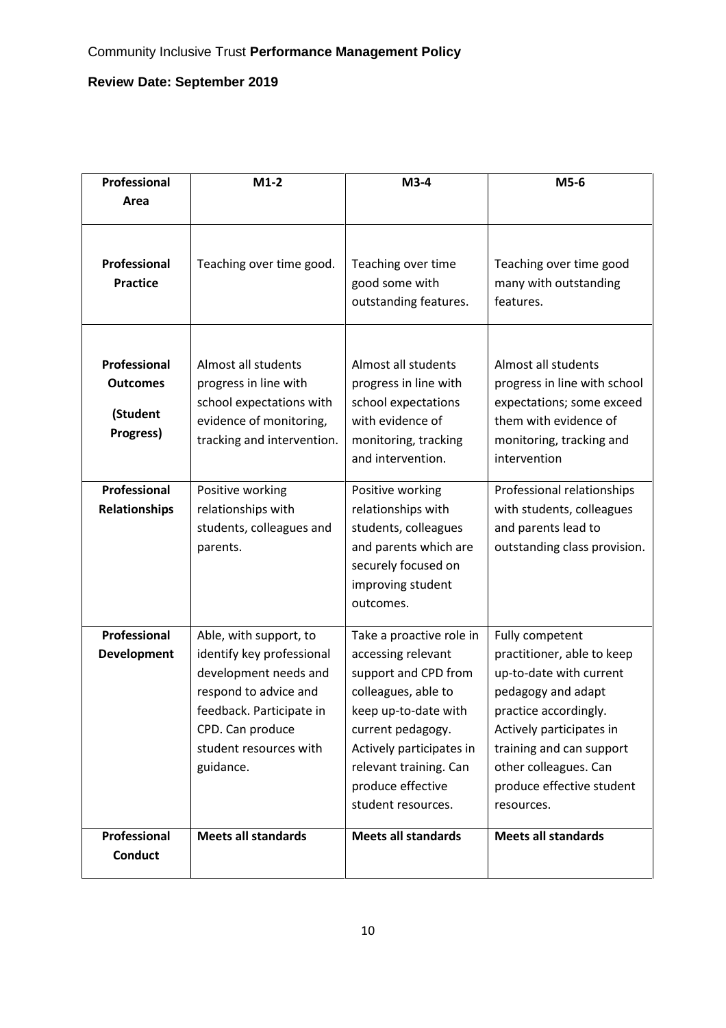| Professional Area | M1-2 | M3-4 | M5-6 |
|---|---|---|---|
| **Professional Practice** | Teaching over time good. | Teaching over time good some with outstanding features. | Teaching over time good many with outstanding features. |
| **Professional Outcomes (Student Progress)** | Almost all students progress in line with school expectations with evidence of monitoring, tracking and intervention. | Almost all students progress in line with school expectations with evidence of monitoring, tracking and intervention. | Almost all students progress in line with school expectations; some exceed them with evidence of monitoring, tracking and intervention |
| **Professional Relationships** | Positive working relationships with students, colleagues and parents. | Positive working relationships with students, colleagues and parents which are securely focused on improving student outcomes. | Professional relationships with students, colleagues and parents lead to outstanding class provision. |
| **Professional Development** | Able, with support, to identify key professional development needs and respond to advice and feedback. Participate in CPD. Can produce student resources with guidance. | Take a proactive role in accessing relevant support and CPD from colleagues, able to keep up-to-date with current pedagogy. Actively participates in relevant training. Can produce effective student resources. | Fully competent practitioner, able to keep up-to-date with current pedagogy and adapt practice accordingly. Actively participates in training and can support other colleagues. Can produce effective student resources. |
| **Professional Conduct** | **Meets all standards** | **Meets all standards** | **Meets all standards** |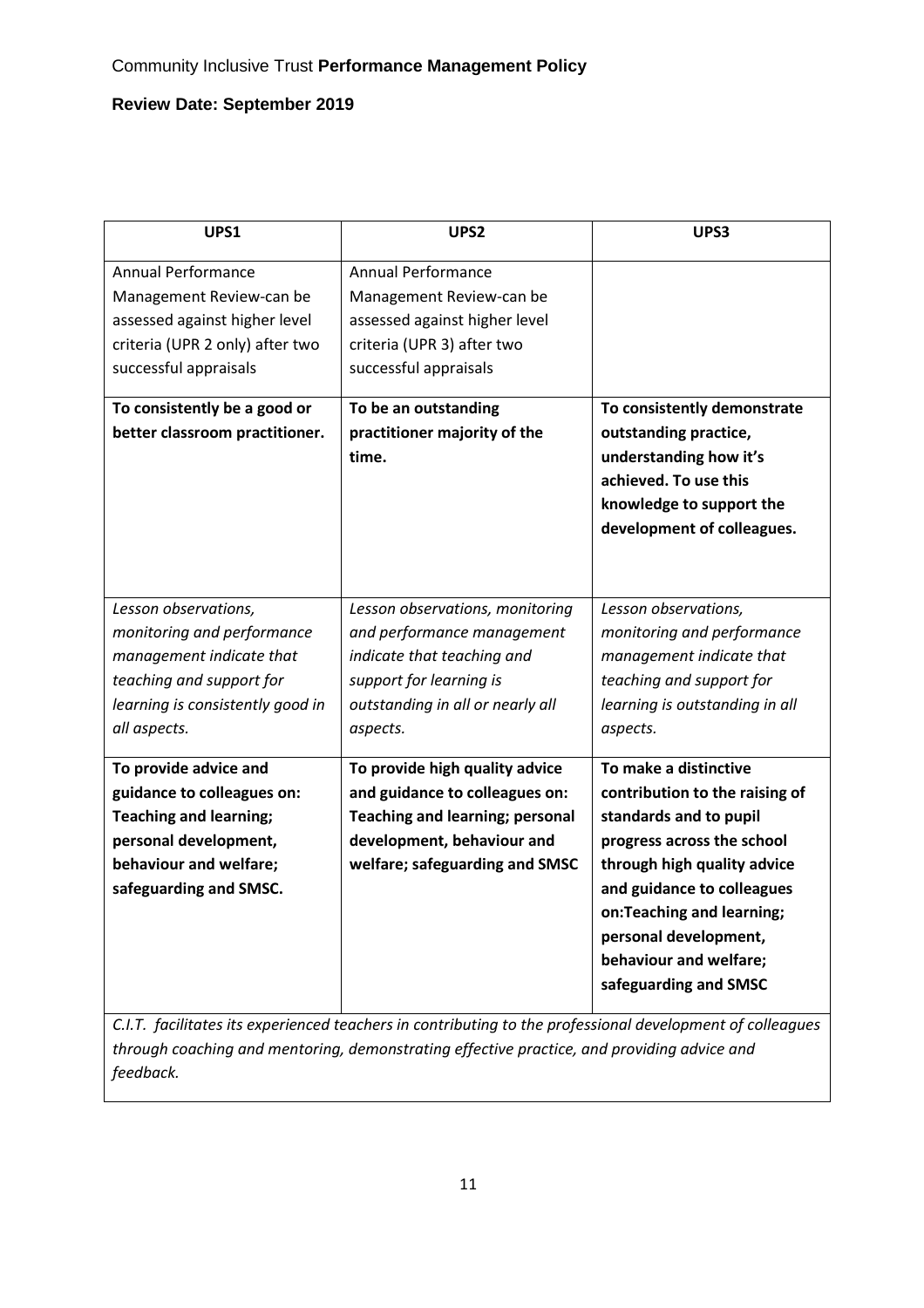| UPS1 | UPS2 | UPS3 |
|---|---|---|
| Annual Performance Management Review-can be assessed against higher level criteria (UPR 2 only) after two successful appraisals | Annual Performance Management Review-can be assessed against higher level criteria (UPR 3) after two successful appraisals | |
| **To consistently be a good or better classroom practitioner.** | **To be an outstanding practitioner majority of the time.** | **To consistently demonstrate outstanding practice, understanding how it's achieved. To use this knowledge to support the development of colleagues.** |
| *Lesson observations, monitoring and performance management indicate that teaching and support for learning is consistently good in all aspects.* | *Lesson observations, monitoring and performance management indicate that teaching and support for learning is outstanding in all or nearly all aspects.* | *Lesson observations, monitoring and performance management indicate that teaching and support for learning is outstanding in all aspects.* |
| **To provide advice and guidance to colleagues on: Teaching and learning; personal development, behaviour and welfare; safeguarding and SMSC.** | **To provide high quality advice and guidance to colleagues on: Teaching and learning; personal development, behaviour and welfare; safeguarding and SMSC** | **To make a distinctive contribution to the raising of standards and to pupil progress across the school through high quality advice and guidance to colleagues on:Teaching and learning; personal development, behaviour and welfare; safeguarding and SMSC** |
| *C.I.T. facilitates its experienced teachers in contributing to the professional development of colleagues through coaching and mentoring, demonstrating effective practice, and providing advice and feedback.* | | |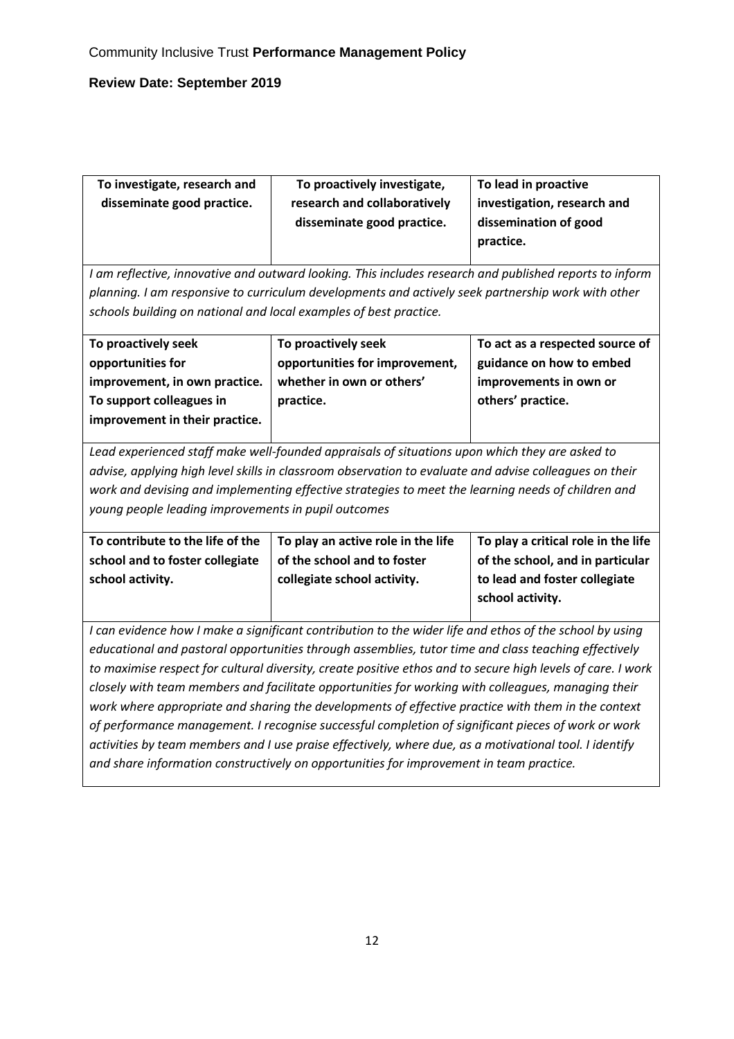| To investigate, research and disseminate good practice. | To proactively investigate, research and collaboratively disseminate good practice. | To lead in proactive investigation, research and dissemination of good practice. |
|---|---|---|
| *I am reflective, innovative and outward looking. This includes research and published reports to inform planning. I am responsive to curriculum developments and actively seek partnership work with other schools building on national and local examples of best practice.* | | |
| **To proactively seek opportunities for improvement, in own practice. To support colleagues in improvement in their practice.** | **To proactively seek opportunities for improvement, whether in own or others' practice.** | **To act as a respected source of guidance on how to embed improvements in own or others' practice.** |
| *Lead experienced staff make well-founded appraisals of situations upon which they are asked to advise, applying high level skills in classroom observation to evaluate and advise colleagues on their work and devising and implementing effective strategies to meet the learning needs of children and young people leading improvements in pupil outcomes* | | |
| **To contribute to the life of the school and to foster collegiate school activity.** | **To play an active role in the life of the school and to foster collegiate school activity.** | **To play a critical role in the life of the school, and in particular to lead and foster collegiate school activity.** |
| *I can evidence how I make a significant contribution to the wider life and ethos of the school by using educational and pastoral opportunities through assemblies, tutor time and class teaching effectively to maximise respect for cultural diversity, create positive ethos and to secure high levels of care. I work closely with team members and facilitate opportunities for working with colleagues, managing their work where appropriate and sharing the developments of effective practice with them in the context of performance management. I recognise successful completion of significant pieces of work or work activities by team members and I use praise effectively, where due, as a motivational tool. I identify and share information constructively on opportunities for improvement in team practice.* | | |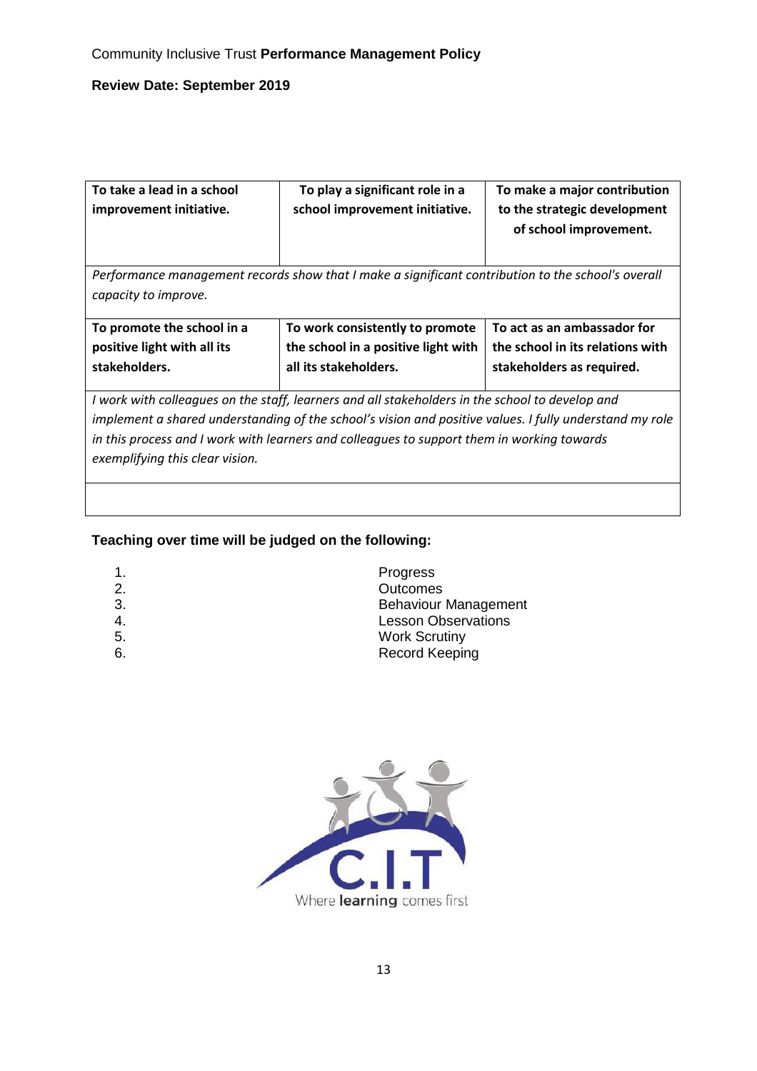| | | |
|---|---|---|
| **To take a lead in a school improvement initiative.** | **To play a significant role in a school improvement initiative.** | **To make a major contribution to the strategic development of school improvement.** |
| *Performance management records show that I make a significant contribution to the school's overall capacity to improve.* | | |
| **To promote the school in a positive light with all its stakeholders.** | **To work consistently to promote the school in a positive light with all its stakeholders.** | **To act as an ambassador for the school in its relations with stakeholders as required.** |
| *I work with colleagues on the staff, learners and all stakeholders in the school to develop and implement a shared understanding of the school's vision and positive values. I fully understand my role in this process and I work with learners and colleagues to support them in working towards exemplifying this clear vision.* | | |
| | | |

**Teaching over time will be judged on the following:**

1. Progress
2. Outcomes
3. Behaviour Management
4. Lesson Observations
5. Work Scrutiny
6. Record Keeping

C.I.T
Where **learning** comes first